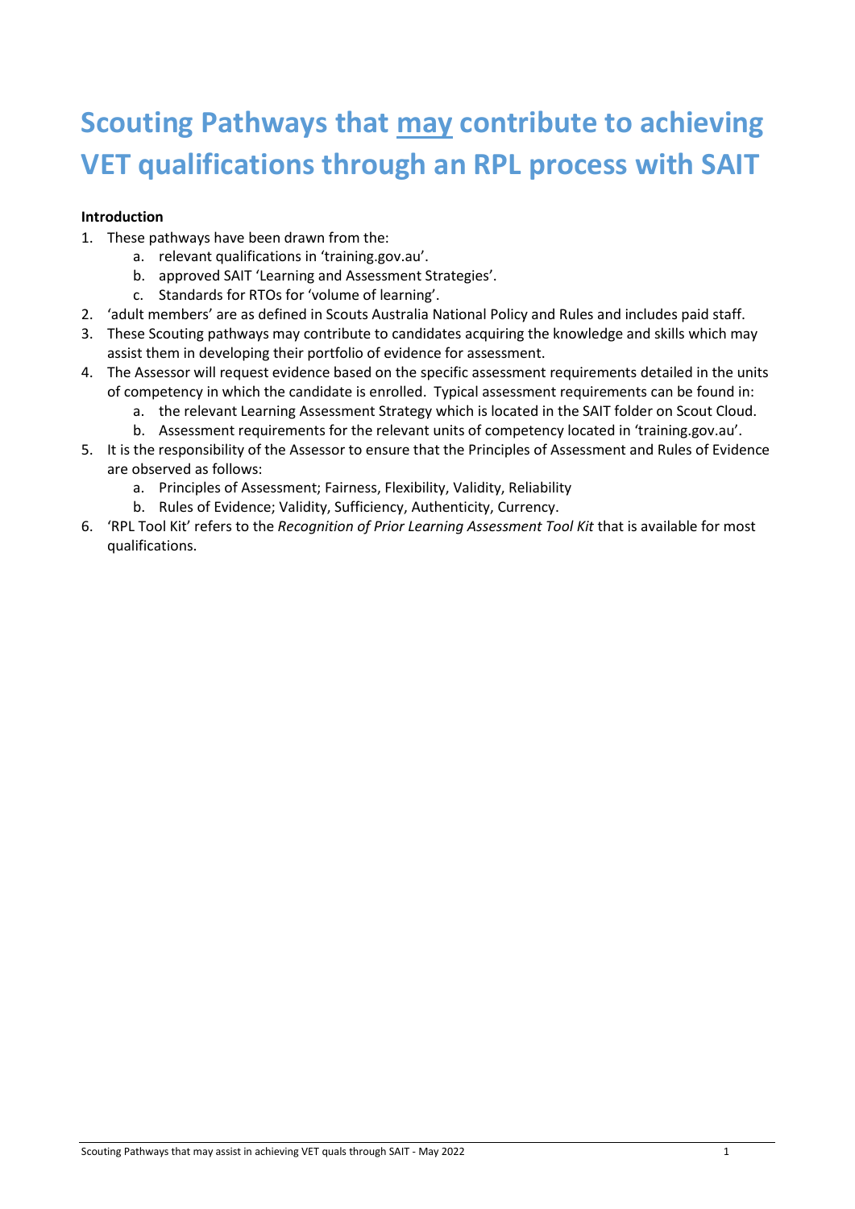# Scouting Pathways that <u>may</u> contribute to achieving VET qualifications through an RPL process with SAIT

**Introduction**

1. These pathways have been drawn from the:
    a. relevant qualifications in 'training.gov.au'.
    b. approved SAIT 'Learning and Assessment Strategies'.
    c. Standards for RTOs for 'volume of learning'.
2. 'adult members' are as defined in Scouts Australia National Policy and Rules and includes paid staff.
3. These Scouting pathways may contribute to candidates acquiring the knowledge and skills which may assist them in developing their portfolio of evidence for assessment.
4. The Assessor will request evidence based on the specific assessment requirements detailed in the units of competency in which the candidate is enrolled. Typical assessment requirements can be found in:
    a. the relevant Learning Assessment Strategy which is located in the SAIT folder on Scout Cloud.
    b. Assessment requirements for the relevant units of competency located in 'training.gov.au'.
5. It is the responsibility of the Assessor to ensure that the Principles of Assessment and Rules of Evidence are observed as follows:
    a. Principles of Assessment; Fairness, Flexibility, Validity, Reliability
    b. Rules of Evidence; Validity, Sufficiency, Authenticity, Currency.
6. 'RPL Tool Kit' refers to the *Recognition of Prior Learning Assessment Tool Kit* that is available for most qualifications.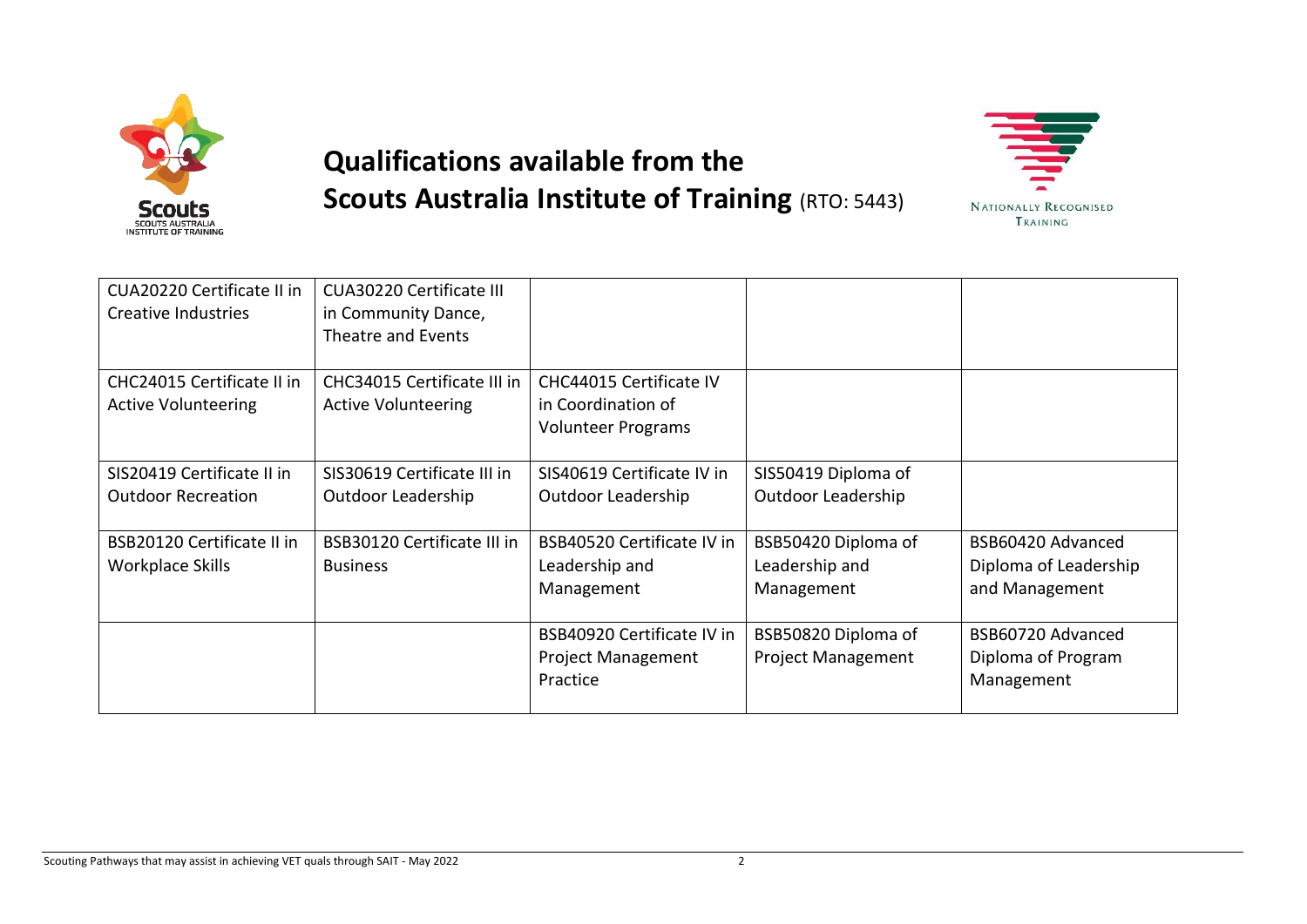# Qualifications available from the Scouts Australia Institute of Training (RTO: 5443)

NATIONALLY RECOGNISED TRAINING

| | | | | |
|---|---|---|---|---|
| CUA20220 Certificate II in Creative Industries | CUA30220 Certificate III in Community Dance, Theatre and Events | | | |
| CHC24015 Certificate II in Active Volunteering | CHC34015 Certificate III in Active Volunteering | CHC44015 Certificate IV in Coordination of Volunteer Programs | | |
| SIS20419 Certificate II in Outdoor Recreation | SIS30619 Certificate III in Outdoor Leadership | SIS40619 Certificate IV in Outdoor Leadership | SIS50419 Diploma of Outdoor Leadership | |
| BSB20120 Certificate II in Workplace Skills | BSB30120 Certificate III in Business | BSB40520 Certificate IV in Leadership and Management | BSB50420 Diploma of Leadership and Management | BSB60420 Advanced Diploma of Leadership and Management |
| | | BSB40920 Certificate IV in Project Management Practice | BSB50820 Diploma of Project Management | BSB60720 Advanced Diploma of Program Management |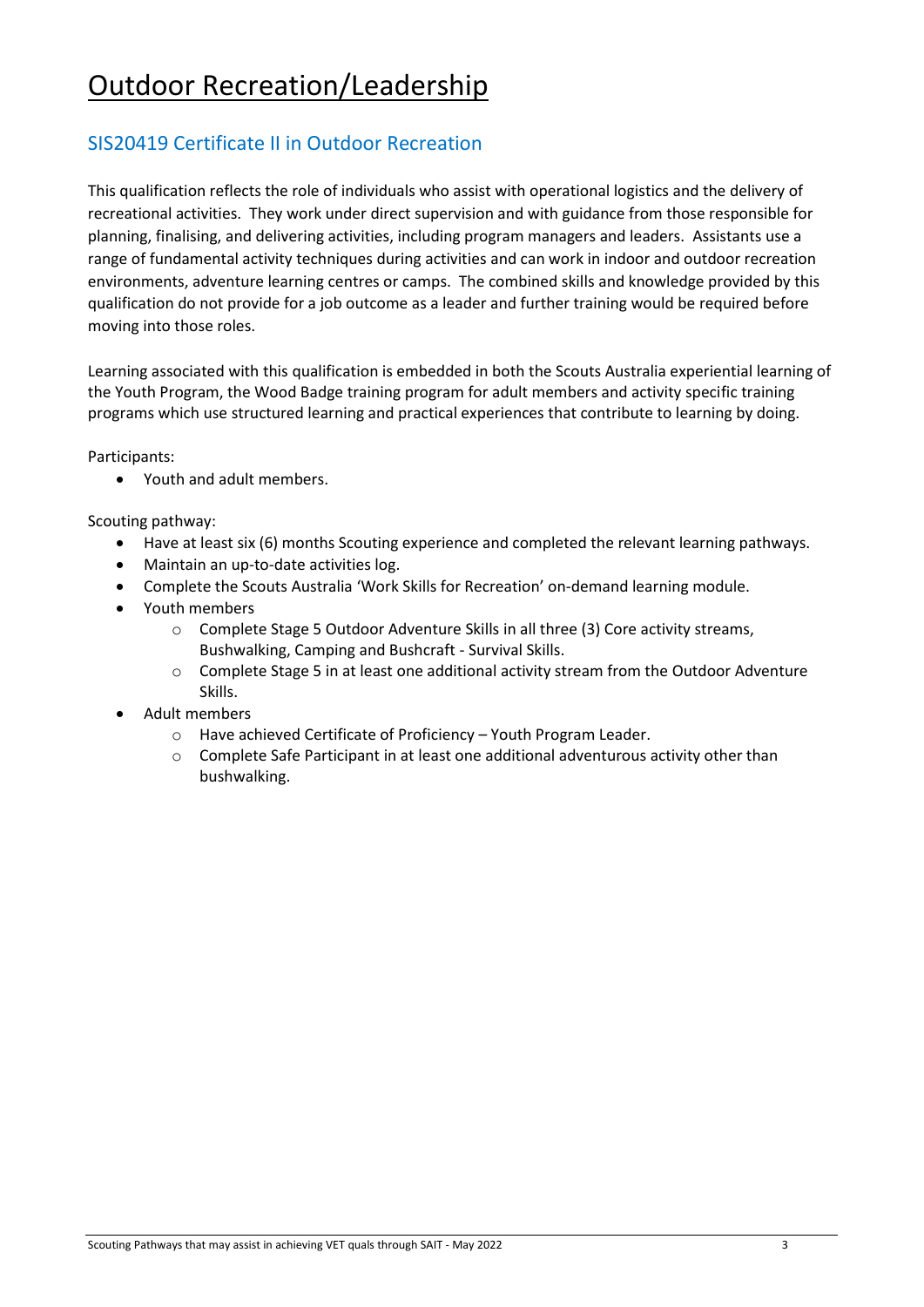# Outdoor Recreation/Leadership

## SIS20419 Certificate II in Outdoor Recreation

This qualification reflects the role of individuals who assist with operational logistics and the delivery of recreational activities. They work under direct supervision and with guidance from those responsible for planning, finalising, and delivering activities, including program managers and leaders. Assistants use a range of fundamental activity techniques during activities and can work in indoor and outdoor recreation environments, adventure learning centres or camps. The combined skills and knowledge provided by this qualification do not provide for a job outcome as a leader and further training would be required before moving into those roles.

Learning associated with this qualification is embedded in both the Scouts Australia experiential learning of the Youth Program, the Wood Badge training program for adult members and activity specific training programs which use structured learning and practical experiences that contribute to learning by doing.

Participants:

- Youth and adult members.

Scouting pathway:

- Have at least six (6) months Scouting experience and completed the relevant learning pathways.
- Maintain an up-to-date activities log.
- Complete the Scouts Australia 'Work Skills for Recreation' on-demand learning module.
- Youth members
  - Complete Stage 5 Outdoor Adventure Skills in all three (3) Core activity streams, Bushwalking, Camping and Bushcraft - Survival Skills.
  - Complete Stage 5 in at least one additional activity stream from the Outdoor Adventure Skills.
- Adult members
  - Have achieved Certificate of Proficiency – Youth Program Leader.
  - Complete Safe Participant in at least one additional adventurous activity other than bushwalking.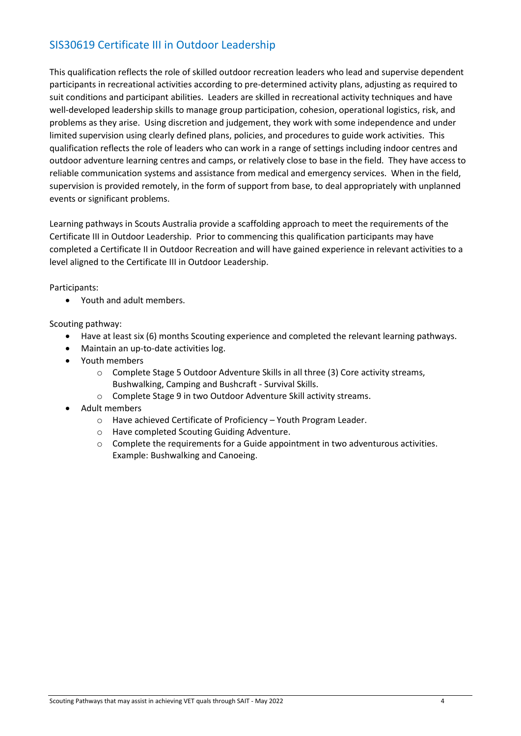## SIS30619 Certificate III in Outdoor Leadership

This qualification reflects the role of skilled outdoor recreation leaders who lead and supervise dependent participants in recreational activities according to pre-determined activity plans, adjusting as required to suit conditions and participant abilities. Leaders are skilled in recreational activity techniques and have well-developed leadership skills to manage group participation, cohesion, operational logistics, risk, and problems as they arise. Using discretion and judgement, they work with some independence and under limited supervision using clearly defined plans, policies, and procedures to guide work activities. This qualification reflects the role of leaders who can work in a range of settings including indoor centres and outdoor adventure learning centres and camps, or relatively close to base in the field. They have access to reliable communication systems and assistance from medical and emergency services. When in the field, supervision is provided remotely, in the form of support from base, to deal appropriately with unplanned events or significant problems.

Learning pathways in Scouts Australia provide a scaffolding approach to meet the requirements of the Certificate III in Outdoor Leadership. Prior to commencing this qualification participants may have completed a Certificate II in Outdoor Recreation and will have gained experience in relevant activities to a level aligned to the Certificate III in Outdoor Leadership.

Participants:

- Youth and adult members.

Scouting pathway:

- Have at least six (6) months Scouting experience and completed the relevant learning pathways.
- Maintain an up-to-date activities log.
- Youth members
    - Complete Stage 5 Outdoor Adventure Skills in all three (3) Core activity streams, Bushwalking, Camping and Bushcraft - Survival Skills.
    - Complete Stage 9 in two Outdoor Adventure Skill activity streams.
- Adult members
    - Have achieved Certificate of Proficiency – Youth Program Leader.
    - Have completed Scouting Guiding Adventure.
    - Complete the requirements for a Guide appointment in two adventurous activities. Example: Bushwalking and Canoeing.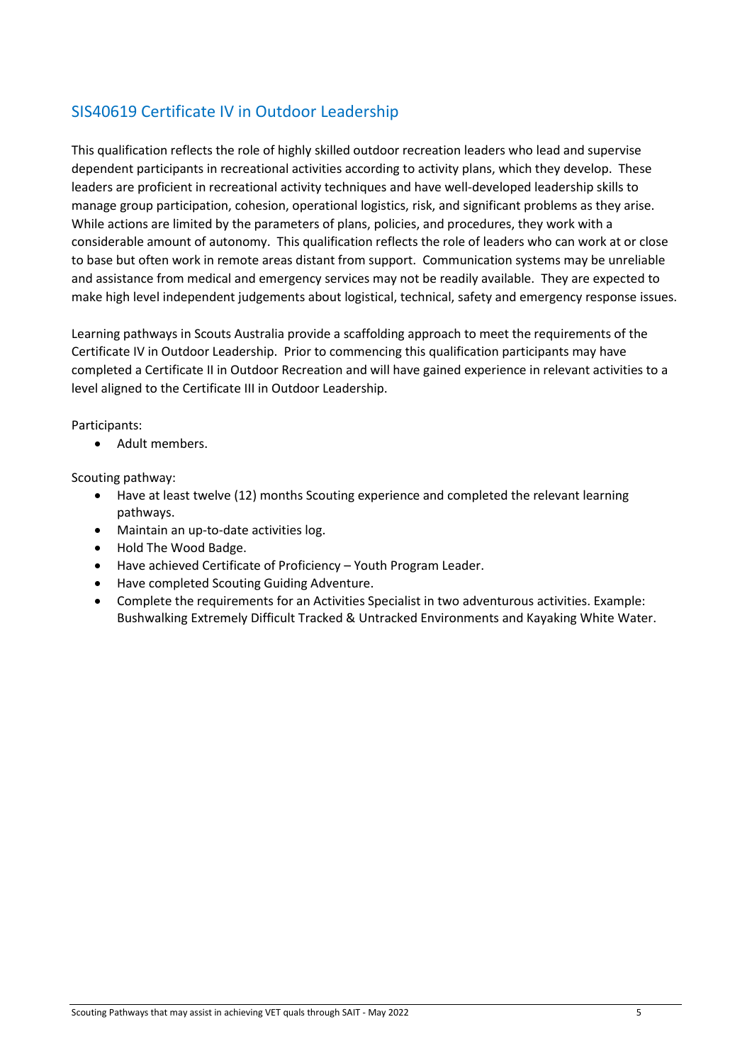## SIS40619 Certificate IV in Outdoor Leadership

This qualification reflects the role of highly skilled outdoor recreation leaders who lead and supervise dependent participants in recreational activities according to activity plans, which they develop. These leaders are proficient in recreational activity techniques and have well-developed leadership skills to manage group participation, cohesion, operational logistics, risk, and significant problems as they arise. While actions are limited by the parameters of plans, policies, and procedures, they work with a considerable amount of autonomy. This qualification reflects the role of leaders who can work at or close to base but often work in remote areas distant from support. Communication systems may be unreliable and assistance from medical and emergency services may not be readily available. They are expected to make high level independent judgements about logistical, technical, safety and emergency response issues.

Learning pathways in Scouts Australia provide a scaffolding approach to meet the requirements of the Certificate IV in Outdoor Leadership. Prior to commencing this qualification participants may have completed a Certificate II in Outdoor Recreation and will have gained experience in relevant activities to a level aligned to the Certificate III in Outdoor Leadership.

Participants:

- Adult members.

Scouting pathway:

- Have at least twelve (12) months Scouting experience and completed the relevant learning pathways.
- Maintain an up-to-date activities log.
- Hold The Wood Badge.
- Have achieved Certificate of Proficiency – Youth Program Leader.
- Have completed Scouting Guiding Adventure.
- Complete the requirements for an Activities Specialist in two adventurous activities. Example: Bushwalking Extremely Difficult Tracked & Untracked Environments and Kayaking White Water.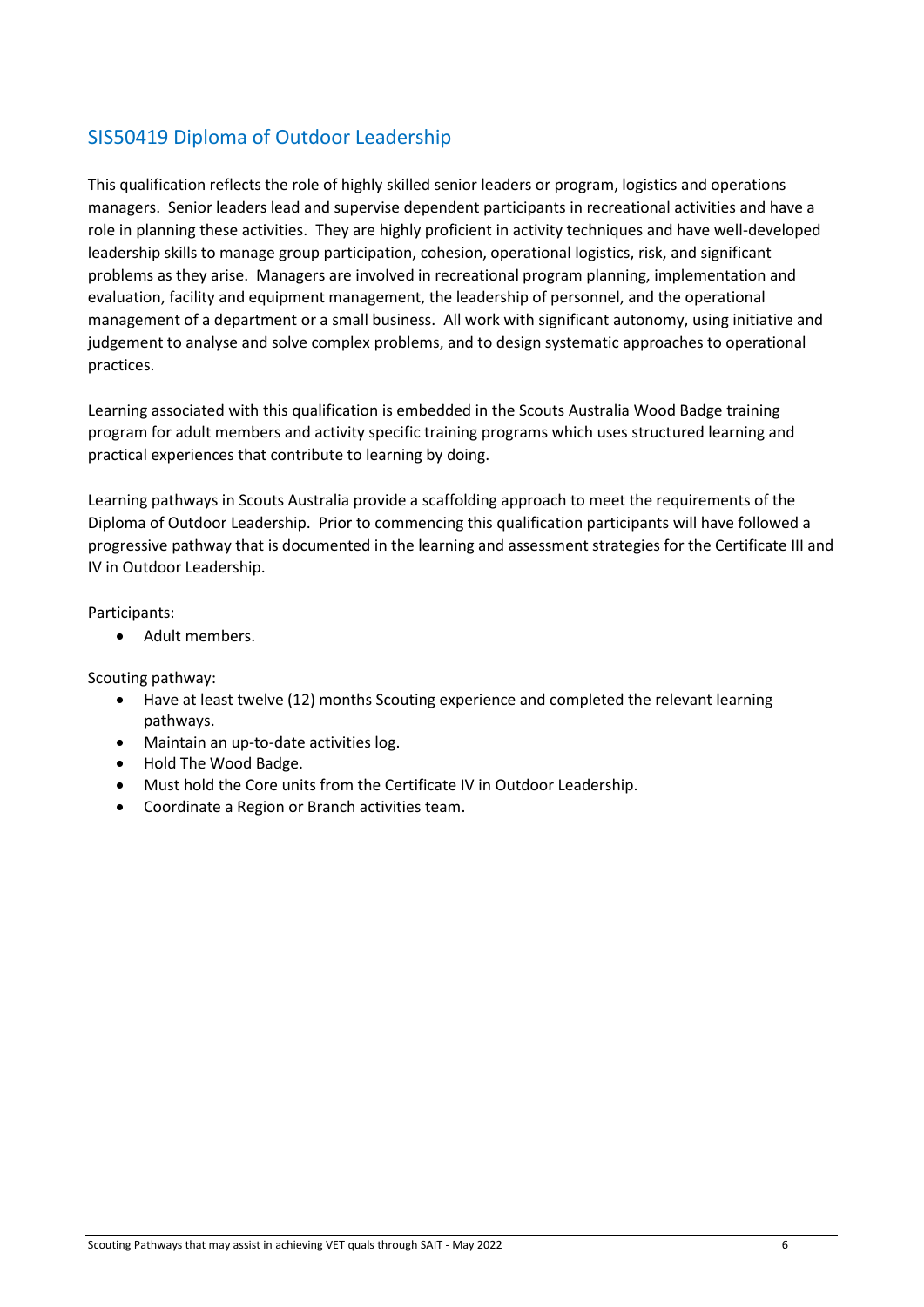## SIS50419 Diploma of Outdoor Leadership

This qualification reflects the role of highly skilled senior leaders or program, logistics and operations managers. Senior leaders lead and supervise dependent participants in recreational activities and have a role in planning these activities. They are highly proficient in activity techniques and have well-developed leadership skills to manage group participation, cohesion, operational logistics, risk, and significant problems as they arise. Managers are involved in recreational program planning, implementation and evaluation, facility and equipment management, the leadership of personnel, and the operational management of a department or a small business. All work with significant autonomy, using initiative and judgement to analyse and solve complex problems, and to design systematic approaches to operational practices.

Learning associated with this qualification is embedded in the Scouts Australia Wood Badge training program for adult members and activity specific training programs which uses structured learning and practical experiences that contribute to learning by doing.

Learning pathways in Scouts Australia provide a scaffolding approach to meet the requirements of the Diploma of Outdoor Leadership. Prior to commencing this qualification participants will have followed a progressive pathway that is documented in the learning and assessment strategies for the Certificate III and IV in Outdoor Leadership.

Participants:

- Adult members.

Scouting pathway:

- Have at least twelve (12) months Scouting experience and completed the relevant learning pathways.
- Maintain an up-to-date activities log.
- Hold The Wood Badge.
- Must hold the Core units from the Certificate IV in Outdoor Leadership.
- Coordinate a Region or Branch activities team.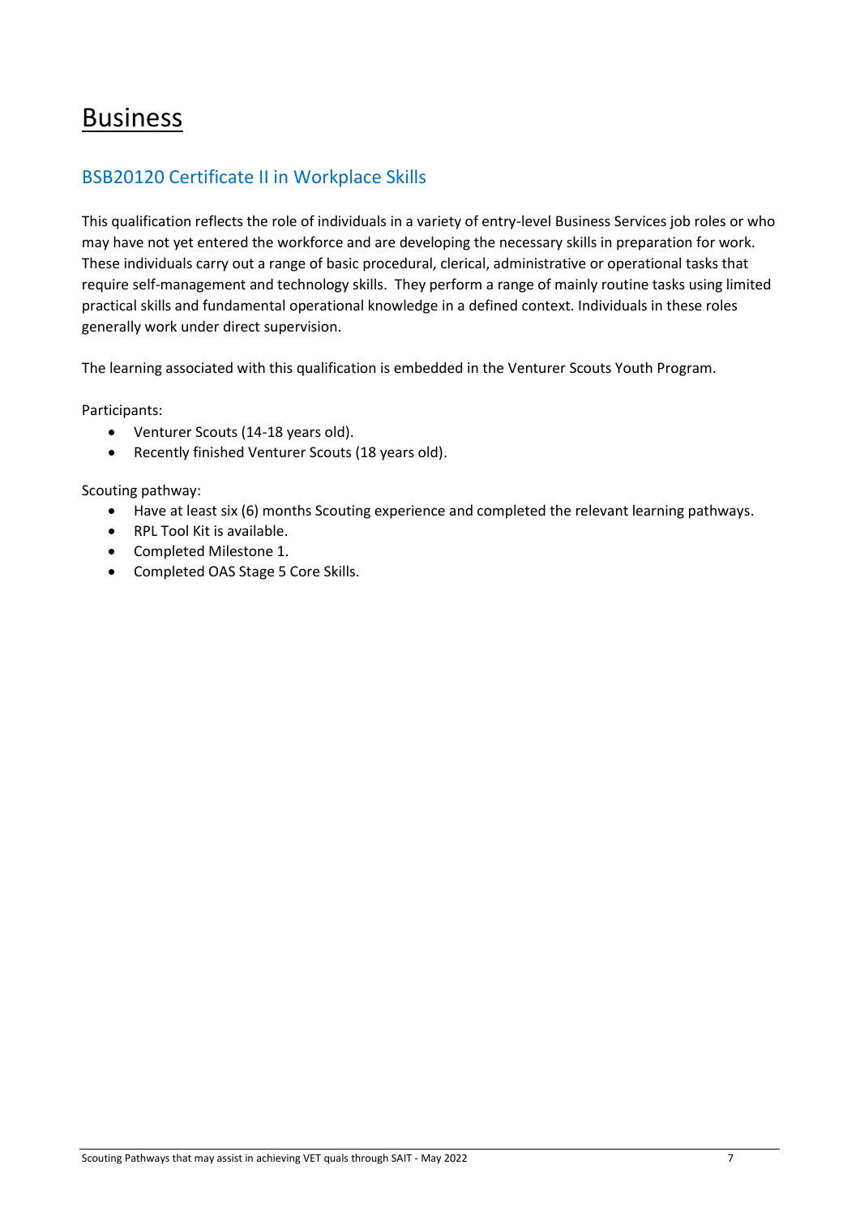# Business

## BSB20120 Certificate II in Workplace Skills

This qualification reflects the role of individuals in a variety of entry-level Business Services job roles or who may have not yet entered the workforce and are developing the necessary skills in preparation for work. These individuals carry out a range of basic procedural, clerical, administrative or operational tasks that require self-management and technology skills. They perform a range of mainly routine tasks using limited practical skills and fundamental operational knowledge in a defined context. Individuals in these roles generally work under direct supervision.

The learning associated with this qualification is embedded in the Venturer Scouts Youth Program.

Participants:

- Venturer Scouts (14-18 years old).
- Recently finished Venturer Scouts (18 years old).

Scouting pathway:

- Have at least six (6) months Scouting experience and completed the relevant learning pathways.
- RPL Tool Kit is available.
- Completed Milestone 1.
- Completed OAS Stage 5 Core Skills.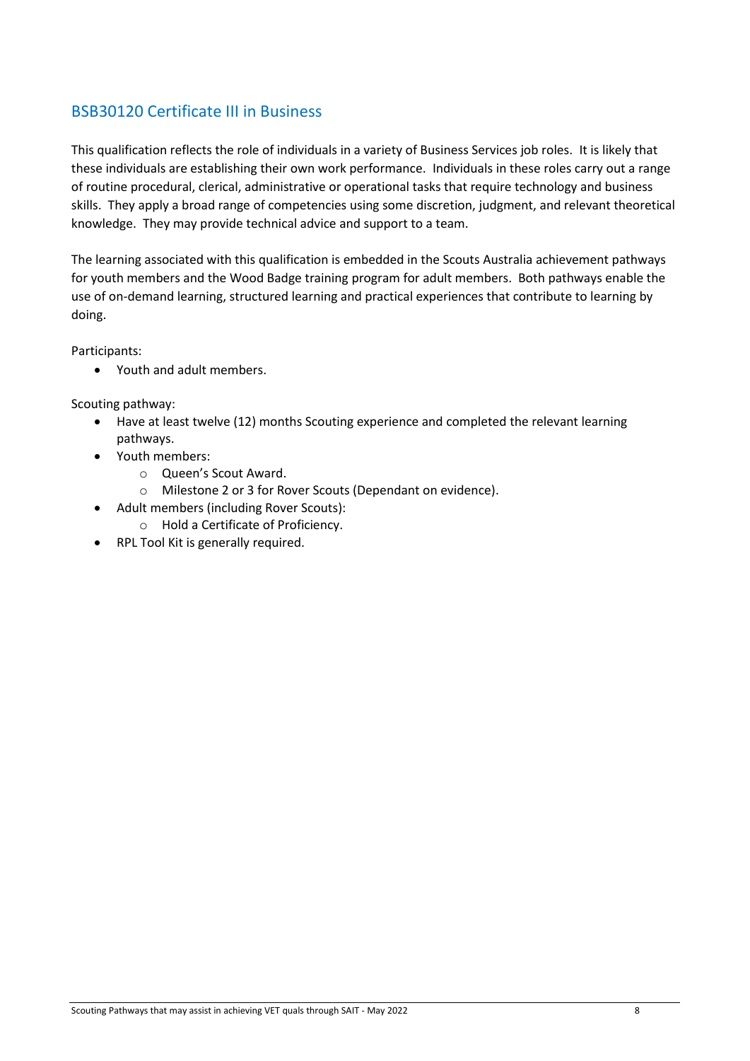## BSB30120 Certificate III in Business

This qualification reflects the role of individuals in a variety of Business Services job roles. It is likely that these individuals are establishing their own work performance. Individuals in these roles carry out a range of routine procedural, clerical, administrative or operational tasks that require technology and business skills. They apply a broad range of competencies using some discretion, judgment, and relevant theoretical knowledge. They may provide technical advice and support to a team.

The learning associated with this qualification is embedded in the Scouts Australia achievement pathways for youth members and the Wood Badge training program for adult members. Both pathways enable the use of on-demand learning, structured learning and practical experiences that contribute to learning by doing.

Participants:

- Youth and adult members.

Scouting pathway:

- Have at least twelve (12) months Scouting experience and completed the relevant learning pathways.
- Youth members:
    - Queen's Scout Award.
    - Milestone 2 or 3 for Rover Scouts (Dependant on evidence).
- Adult members (including Rover Scouts):
    - Hold a Certificate of Proficiency.
- RPL Tool Kit is generally required.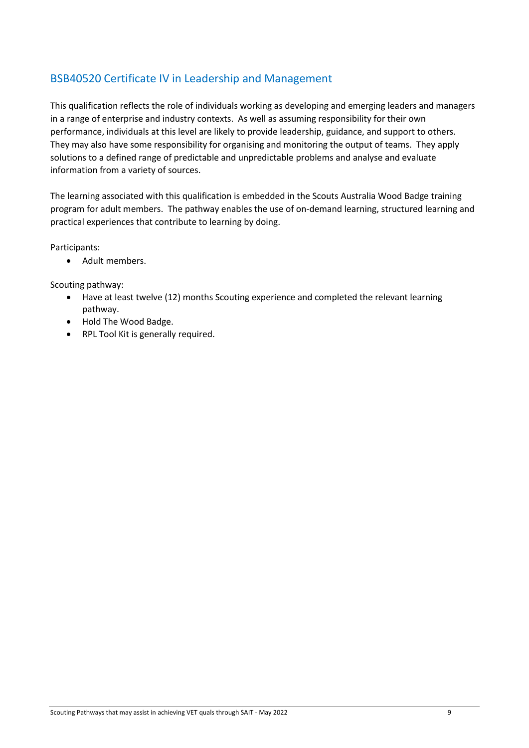## BSB40520 Certificate IV in Leadership and Management

This qualification reflects the role of individuals working as developing and emerging leaders and managers in a range of enterprise and industry contexts. As well as assuming responsibility for their own performance, individuals at this level are likely to provide leadership, guidance, and support to others. They may also have some responsibility for organising and monitoring the output of teams. They apply solutions to a defined range of predictable and unpredictable problems and analyse and evaluate information from a variety of sources.

The learning associated with this qualification is embedded in the Scouts Australia Wood Badge training program for adult members. The pathway enables the use of on-demand learning, structured learning and practical experiences that contribute to learning by doing.

Participants:

- Adult members.

Scouting pathway:

- Have at least twelve (12) months Scouting experience and completed the relevant learning pathway.
- Hold The Wood Badge.
- RPL Tool Kit is generally required.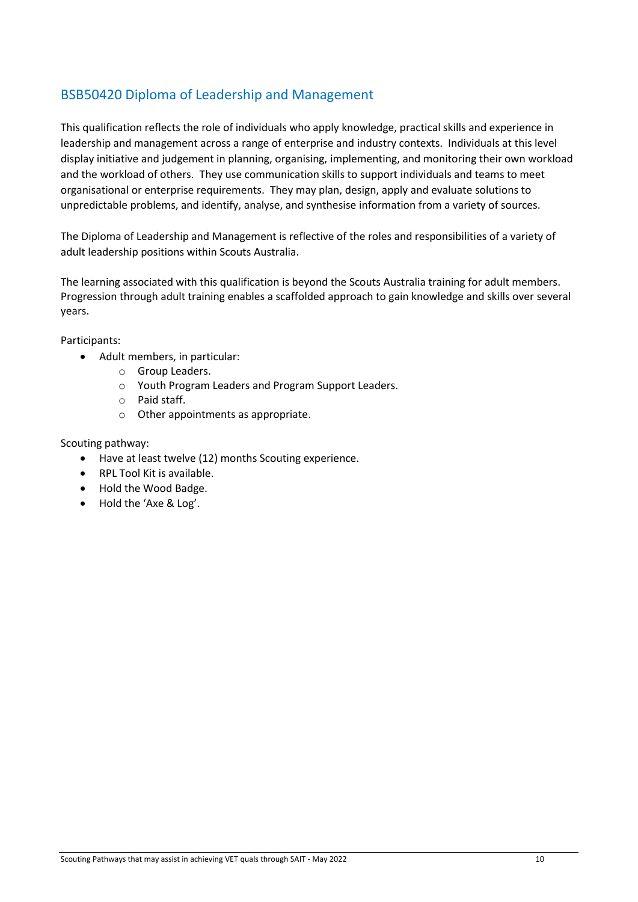## BSB50420 Diploma of Leadership and Management

This qualification reflects the role of individuals who apply knowledge, practical skills and experience in leadership and management across a range of enterprise and industry contexts. Individuals at this level display initiative and judgement in planning, organising, implementing, and monitoring their own workload and the workload of others. They use communication skills to support individuals and teams to meet organisational or enterprise requirements. They may plan, design, apply and evaluate solutions to unpredictable problems, and identify, analyse, and synthesise information from a variety of sources.

The Diploma of Leadership and Management is reflective of the roles and responsibilities of a variety of adult leadership positions within Scouts Australia.

The learning associated with this qualification is beyond the Scouts Australia training for adult members. Progression through adult training enables a scaffolded approach to gain knowledge and skills over several years.

Participants:

- Adult members, in particular:
  - Group Leaders.
  - Youth Program Leaders and Program Support Leaders.
  - Paid staff.
  - Other appointments as appropriate.

Scouting pathway:

- Have at least twelve (12) months Scouting experience.
- RPL Tool Kit is available.
- Hold the Wood Badge.
- Hold the 'Axe & Log'.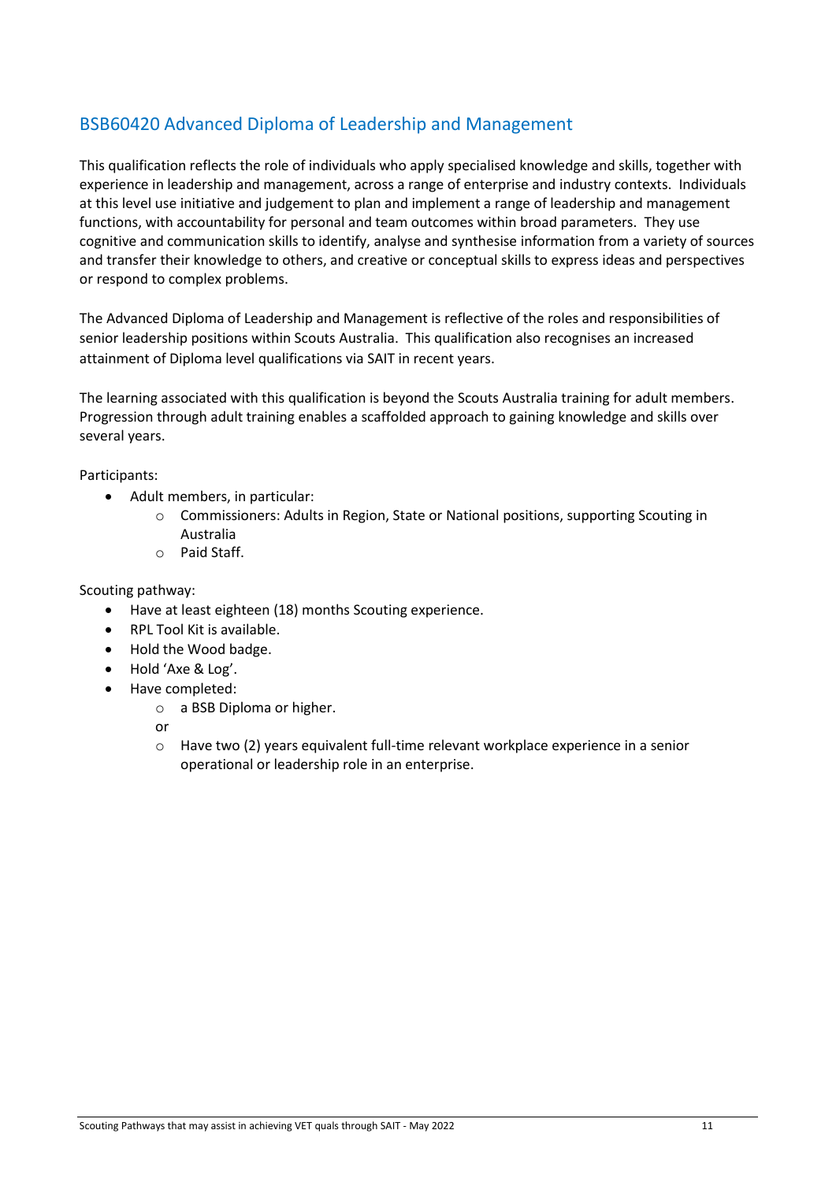## BSB60420 Advanced Diploma of Leadership and Management

This qualification reflects the role of individuals who apply specialised knowledge and skills, together with experience in leadership and management, across a range of enterprise and industry contexts. Individuals at this level use initiative and judgement to plan and implement a range of leadership and management functions, with accountability for personal and team outcomes within broad parameters. They use cognitive and communication skills to identify, analyse and synthesise information from a variety of sources and transfer their knowledge to others, and creative or conceptual skills to express ideas and perspectives or respond to complex problems.

The Advanced Diploma of Leadership and Management is reflective of the roles and responsibilities of senior leadership positions within Scouts Australia. This qualification also recognises an increased attainment of Diploma level qualifications via SAIT in recent years.

The learning associated with this qualification is beyond the Scouts Australia training for adult members. Progression through adult training enables a scaffolded approach to gaining knowledge and skills over several years.

Participants:

- Adult members, in particular:
  - Commissioners: Adults in Region, State or National positions, supporting Scouting in Australia
  - Paid Staff.

Scouting pathway:

- Have at least eighteen (18) months Scouting experience.
- RPL Tool Kit is available.
- Hold the Wood badge.
- Hold 'Axe & Log'.
- Have completed:
  - a BSB Diploma or higher.

  or

  - Have two (2) years equivalent full-time relevant workplace experience in a senior operational or leadership role in an enterprise.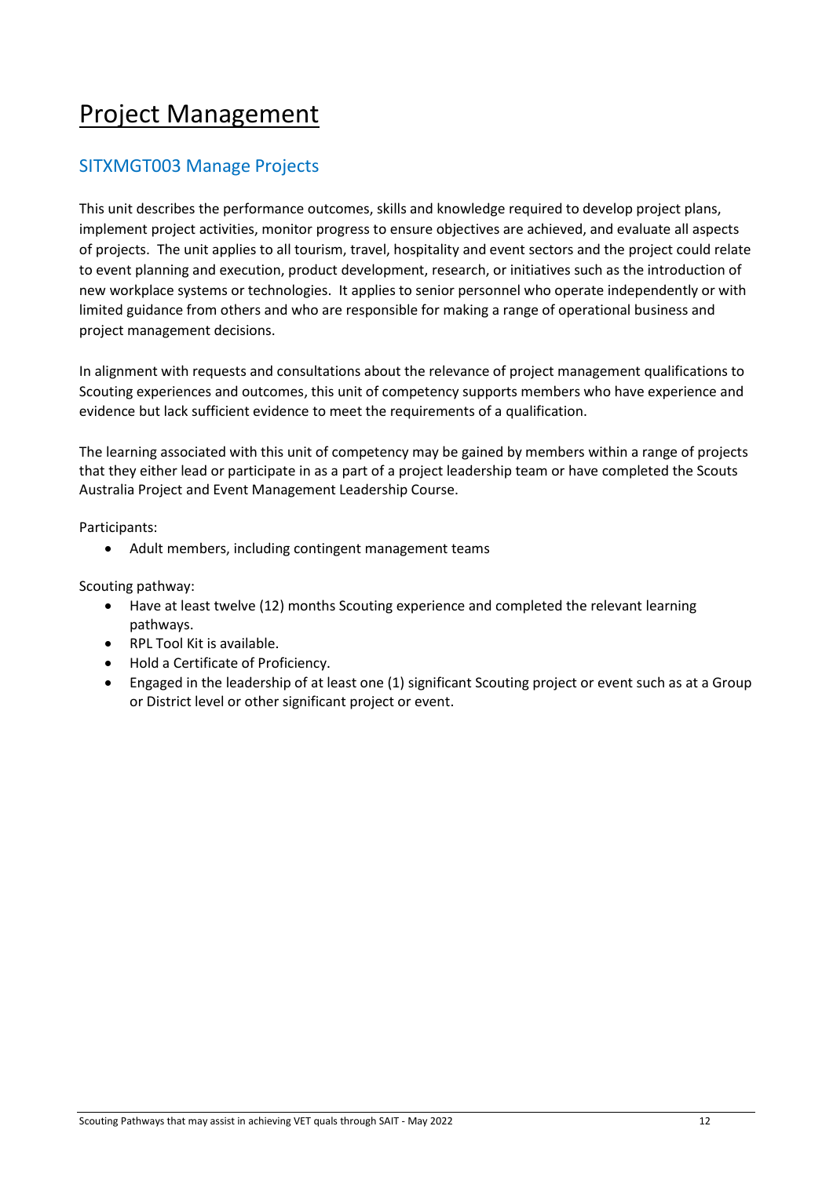# Project Management

## SITXMGT003 Manage Projects

This unit describes the performance outcomes, skills and knowledge required to develop project plans, implement project activities, monitor progress to ensure objectives are achieved, and evaluate all aspects of projects. The unit applies to all tourism, travel, hospitality and event sectors and the project could relate to event planning and execution, product development, research, or initiatives such as the introduction of new workplace systems or technologies. It applies to senior personnel who operate independently or with limited guidance from others and who are responsible for making a range of operational business and project management decisions.

In alignment with requests and consultations about the relevance of project management qualifications to Scouting experiences and outcomes, this unit of competency supports members who have experience and evidence but lack sufficient evidence to meet the requirements of a qualification.

The learning associated with this unit of competency may be gained by members within a range of projects that they either lead or participate in as a part of a project leadership team or have completed the Scouts Australia Project and Event Management Leadership Course.

Participants:

- Adult members, including contingent management teams

Scouting pathway:

- Have at least twelve (12) months Scouting experience and completed the relevant learning pathways.
- RPL Tool Kit is available.
- Hold a Certificate of Proficiency.
- Engaged in the leadership of at least one (1) significant Scouting project or event such as at a Group or District level or other significant project or event.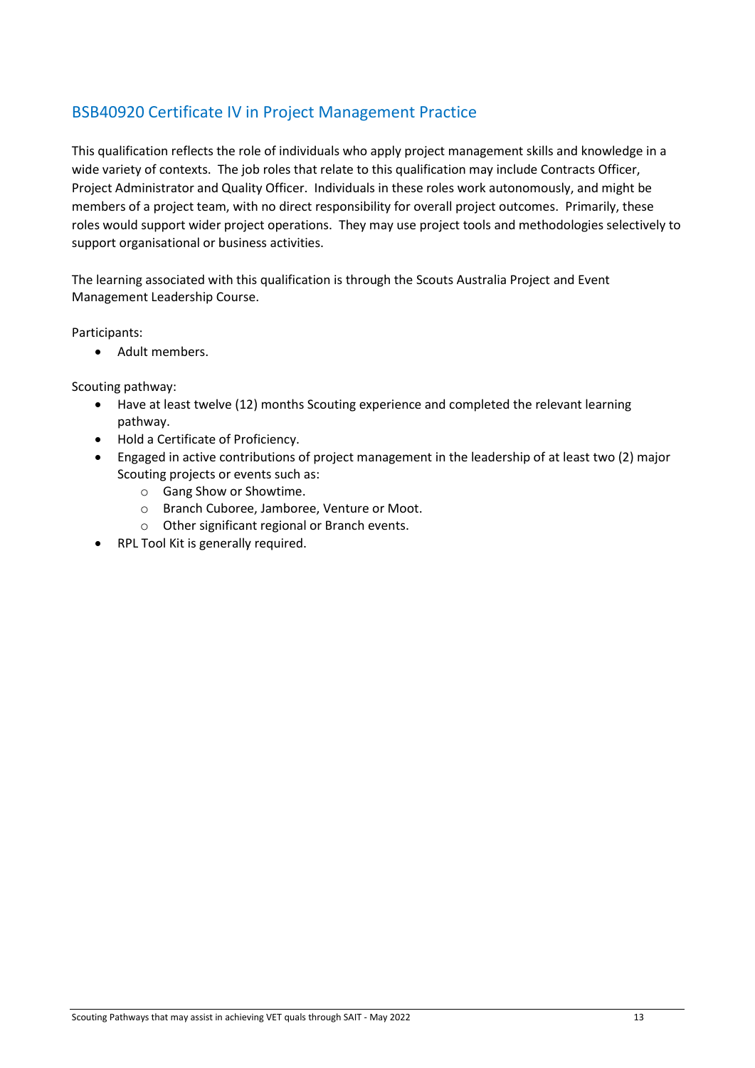## BSB40920 Certificate IV in Project Management Practice

This qualification reflects the role of individuals who apply project management skills and knowledge in a wide variety of contexts. The job roles that relate to this qualification may include Contracts Officer, Project Administrator and Quality Officer. Individuals in these roles work autonomously, and might be members of a project team, with no direct responsibility for overall project outcomes. Primarily, these roles would support wider project operations. They may use project tools and methodologies selectively to support organisational or business activities.

The learning associated with this qualification is through the Scouts Australia Project and Event Management Leadership Course.

Participants:

- Adult members.

Scouting pathway:

- Have at least twelve (12) months Scouting experience and completed the relevant learning pathway.
- Hold a Certificate of Proficiency.
- Engaged in active contributions of project management in the leadership of at least two (2) major Scouting projects or events such as:
  - Gang Show or Showtime.
  - Branch Cuboree, Jamboree, Venture or Moot.
  - Other significant regional or Branch events.
- RPL Tool Kit is generally required.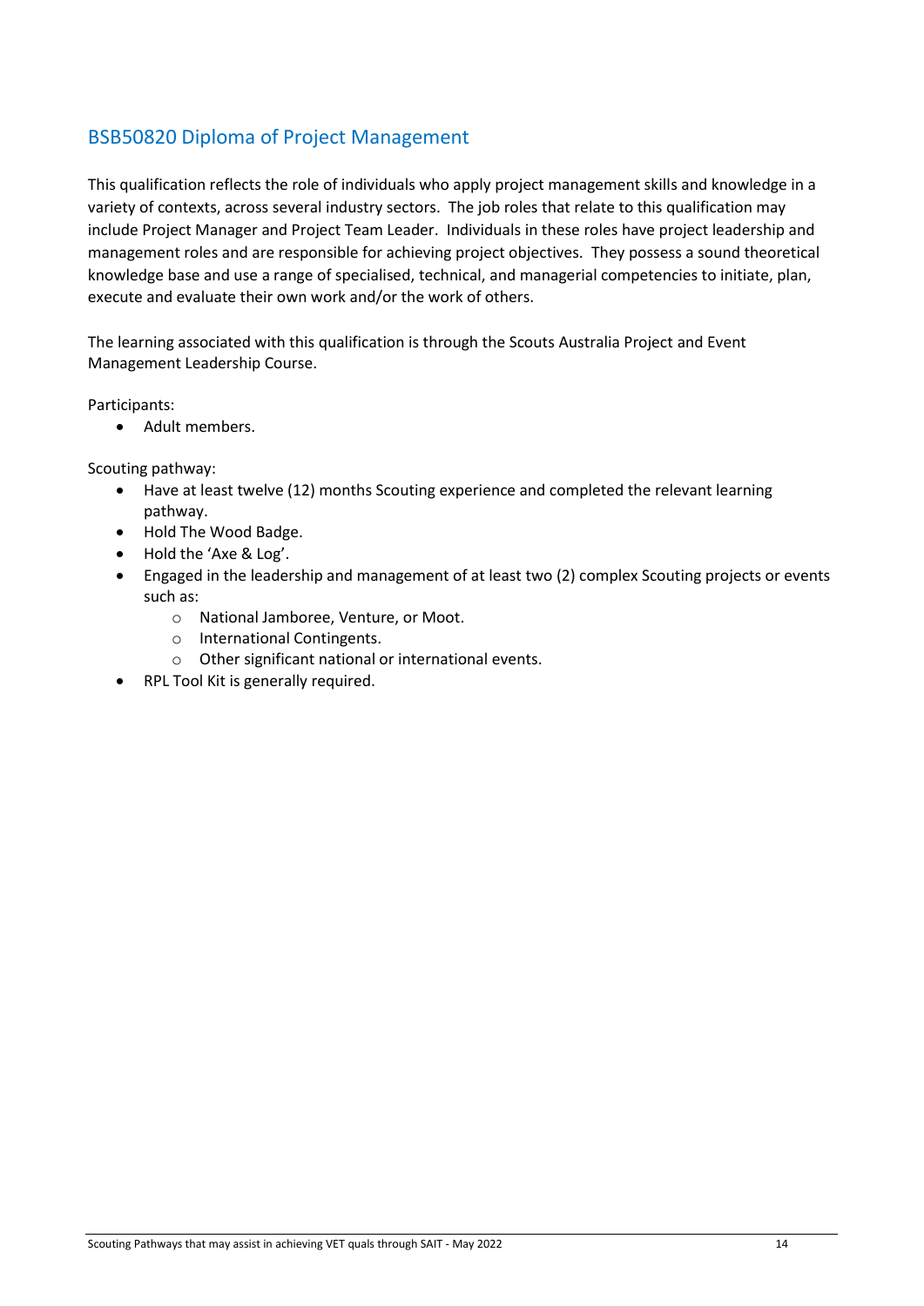## BSB50820 Diploma of Project Management

This qualification reflects the role of individuals who apply project management skills and knowledge in a variety of contexts, across several industry sectors. The job roles that relate to this qualification may include Project Manager and Project Team Leader. Individuals in these roles have project leadership and management roles and are responsible for achieving project objectives. They possess a sound theoretical knowledge base and use a range of specialised, technical, and managerial competencies to initiate, plan, execute and evaluate their own work and/or the work of others.

The learning associated with this qualification is through the Scouts Australia Project and Event Management Leadership Course.

Participants:

- Adult members.

Scouting pathway:

- Have at least twelve (12) months Scouting experience and completed the relevant learning pathway.
- Hold The Wood Badge.
- Hold the 'Axe & Log'.
- Engaged in the leadership and management of at least two (2) complex Scouting projects or events such as:
    - National Jamboree, Venture, or Moot.
    - International Contingents.
    - Other significant national or international events.
- RPL Tool Kit is generally required.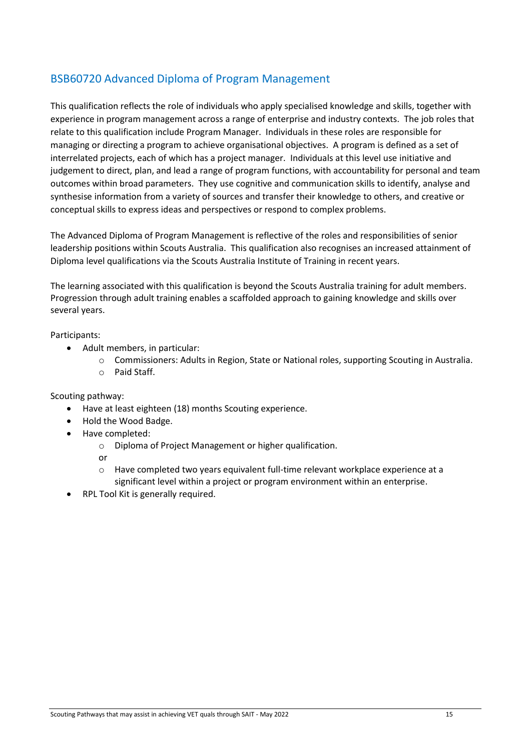## BSB60720 Advanced Diploma of Program Management

This qualification reflects the role of individuals who apply specialised knowledge and skills, together with experience in program management across a range of enterprise and industry contexts. The job roles that relate to this qualification include Program Manager. Individuals in these roles are responsible for managing or directing a program to achieve organisational objectives. A program is defined as a set of interrelated projects, each of which has a project manager. Individuals at this level use initiative and judgement to direct, plan, and lead a range of program functions, with accountability for personal and team outcomes within broad parameters. They use cognitive and communication skills to identify, analyse and synthesise information from a variety of sources and transfer their knowledge to others, and creative or conceptual skills to express ideas and perspectives or respond to complex problems.

The Advanced Diploma of Program Management is reflective of the roles and responsibilities of senior leadership positions within Scouts Australia. This qualification also recognises an increased attainment of Diploma level qualifications via the Scouts Australia Institute of Training in recent years.

The learning associated with this qualification is beyond the Scouts Australia training for adult members. Progression through adult training enables a scaffolded approach to gaining knowledge and skills over several years.

Participants:

- Adult members, in particular:
  - Commissioners: Adults in Region, State or National roles, supporting Scouting in Australia.
  - Paid Staff.

Scouting pathway:

- Have at least eighteen (18) months Scouting experience.
- Hold the Wood Badge.
- Have completed:
  - Diploma of Project Management or higher qualification.

  or

  - Have completed two years equivalent full-time relevant workplace experience at a significant level within a project or program environment within an enterprise.
- RPL Tool Kit is generally required.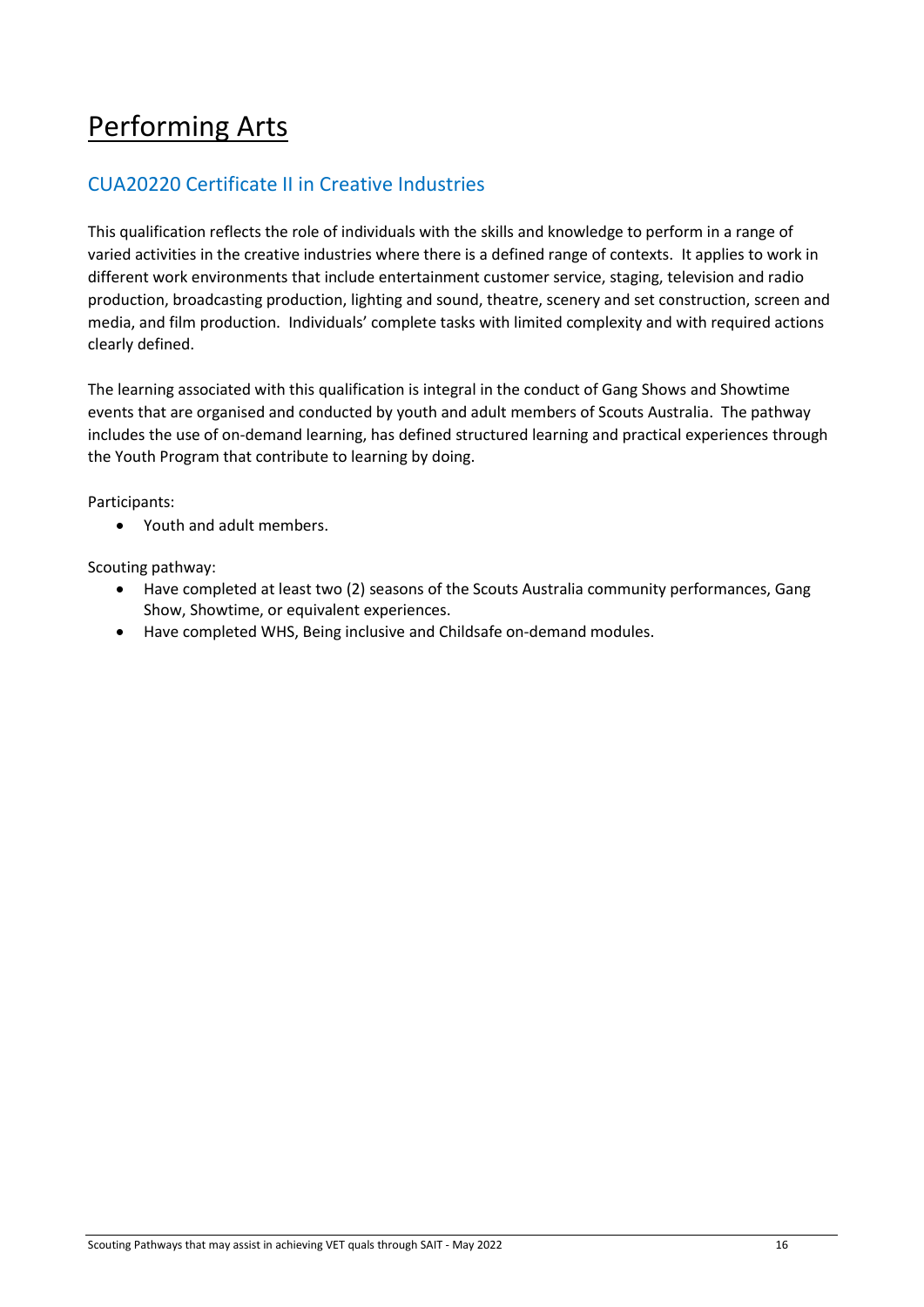# Performing Arts

## CUA20220 Certificate II in Creative Industries

This qualification reflects the role of individuals with the skills and knowledge to perform in a range of varied activities in the creative industries where there is a defined range of contexts. It applies to work in different work environments that include entertainment customer service, staging, television and radio production, broadcasting production, lighting and sound, theatre, scenery and set construction, screen and media, and film production. Individuals' complete tasks with limited complexity and with required actions clearly defined.

The learning associated with this qualification is integral in the conduct of Gang Shows and Showtime events that are organised and conducted by youth and adult members of Scouts Australia. The pathway includes the use of on-demand learning, has defined structured learning and practical experiences through the Youth Program that contribute to learning by doing.

Participants:

- Youth and adult members.

Scouting pathway:

- Have completed at least two (2) seasons of the Scouts Australia community performances, Gang Show, Showtime, or equivalent experiences.
- Have completed WHS, Being inclusive and Childsafe on-demand modules.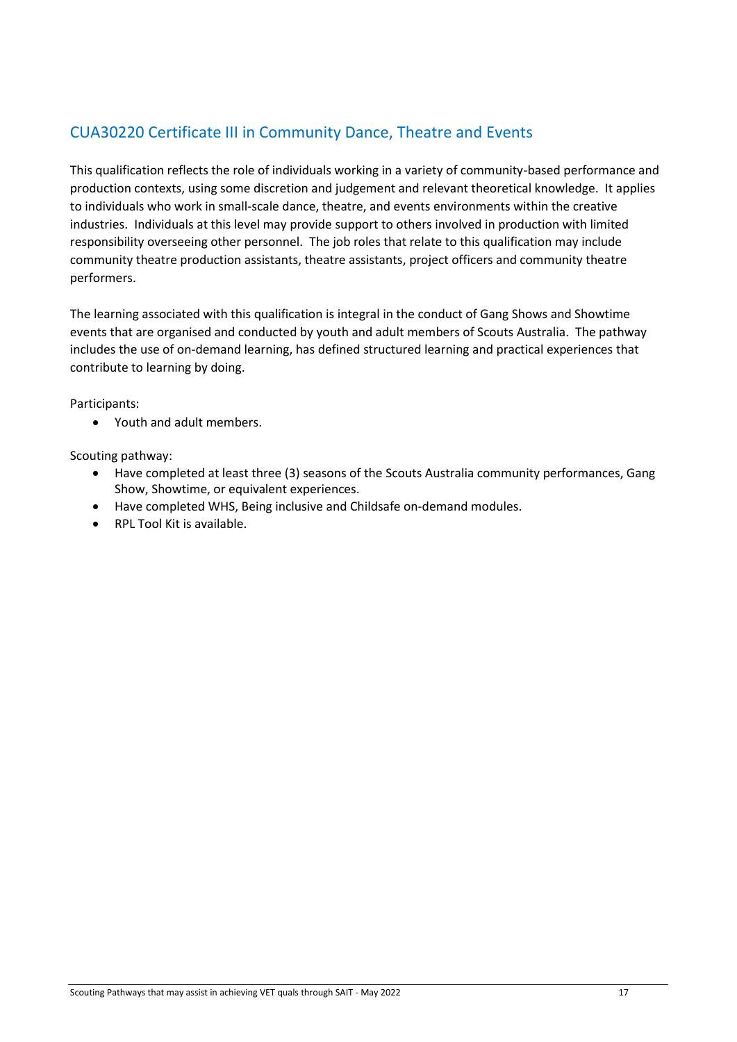## CUA30220 Certificate III in Community Dance, Theatre and Events

This qualification reflects the role of individuals working in a variety of community-based performance and production contexts, using some discretion and judgement and relevant theoretical knowledge. It applies to individuals who work in small-scale dance, theatre, and events environments within the creative industries. Individuals at this level may provide support to others involved in production with limited responsibility overseeing other personnel. The job roles that relate to this qualification may include community theatre production assistants, theatre assistants, project officers and community theatre performers.

The learning associated with this qualification is integral in the conduct of Gang Shows and Showtime events that are organised and conducted by youth and adult members of Scouts Australia. The pathway includes the use of on-demand learning, has defined structured learning and practical experiences that contribute to learning by doing.

Participants:

- Youth and adult members.

Scouting pathway:

- Have completed at least three (3) seasons of the Scouts Australia community performances, Gang Show, Showtime, or equivalent experiences.
- Have completed WHS, Being inclusive and Childsafe on-demand modules.
- RPL Tool Kit is available.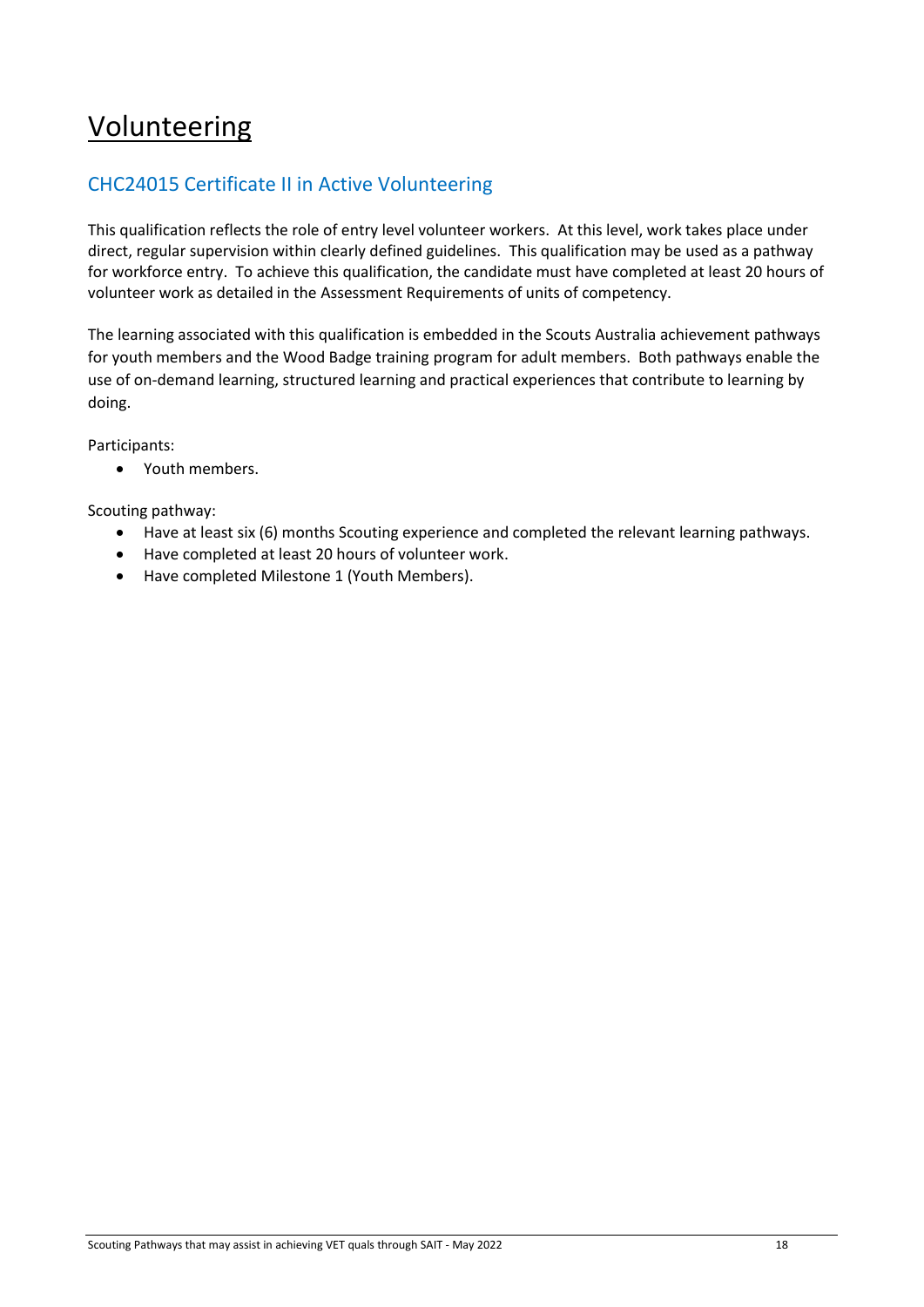# Volunteering

## CHC24015 Certificate II in Active Volunteering

This qualification reflects the role of entry level volunteer workers. At this level, work takes place under direct, regular supervision within clearly defined guidelines. This qualification may be used as a pathway for workforce entry. To achieve this qualification, the candidate must have completed at least 20 hours of volunteer work as detailed in the Assessment Requirements of units of competency.

The learning associated with this qualification is embedded in the Scouts Australia achievement pathways for youth members and the Wood Badge training program for adult members. Both pathways enable the use of on-demand learning, structured learning and practical experiences that contribute to learning by doing.

Participants:

- Youth members.

Scouting pathway:

- Have at least six (6) months Scouting experience and completed the relevant learning pathways.
- Have completed at least 20 hours of volunteer work.
- Have completed Milestone 1 (Youth Members).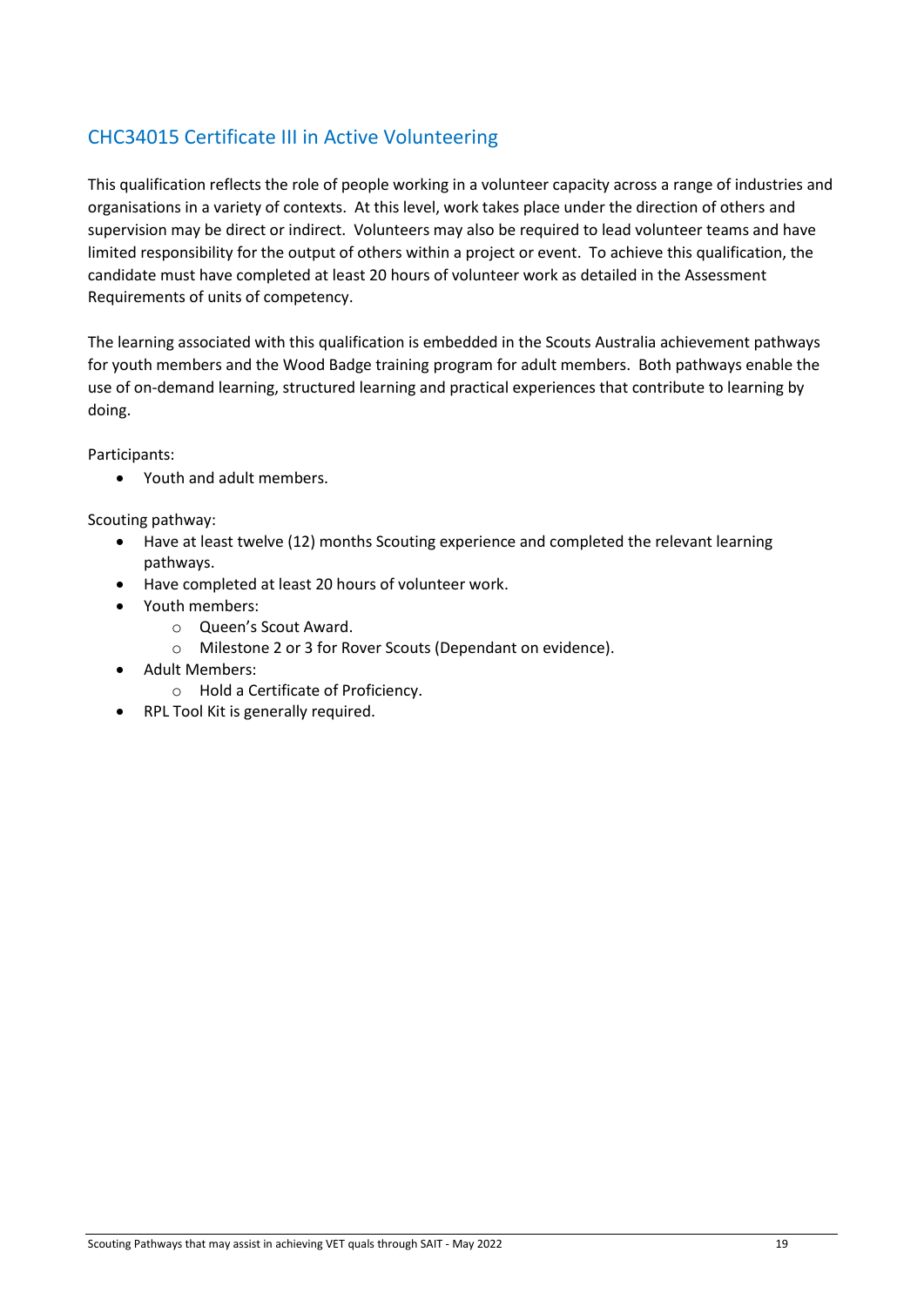## CHC34015 Certificate III in Active Volunteering

This qualification reflects the role of people working in a volunteer capacity across a range of industries and organisations in a variety of contexts. At this level, work takes place under the direction of others and supervision may be direct or indirect. Volunteers may also be required to lead volunteer teams and have limited responsibility for the output of others within a project or event. To achieve this qualification, the candidate must have completed at least 20 hours of volunteer work as detailed in the Assessment Requirements of units of competency.

The learning associated with this qualification is embedded in the Scouts Australia achievement pathways for youth members and the Wood Badge training program for adult members. Both pathways enable the use of on-demand learning, structured learning and practical experiences that contribute to learning by doing.

Participants:

- Youth and adult members.

Scouting pathway:

- Have at least twelve (12) months Scouting experience and completed the relevant learning pathways.
- Have completed at least 20 hours of volunteer work.
- Youth members:
  - Queen's Scout Award.
  - Milestone 2 or 3 for Rover Scouts (Dependant on evidence).
- Adult Members:
  - Hold a Certificate of Proficiency.
- RPL Tool Kit is generally required.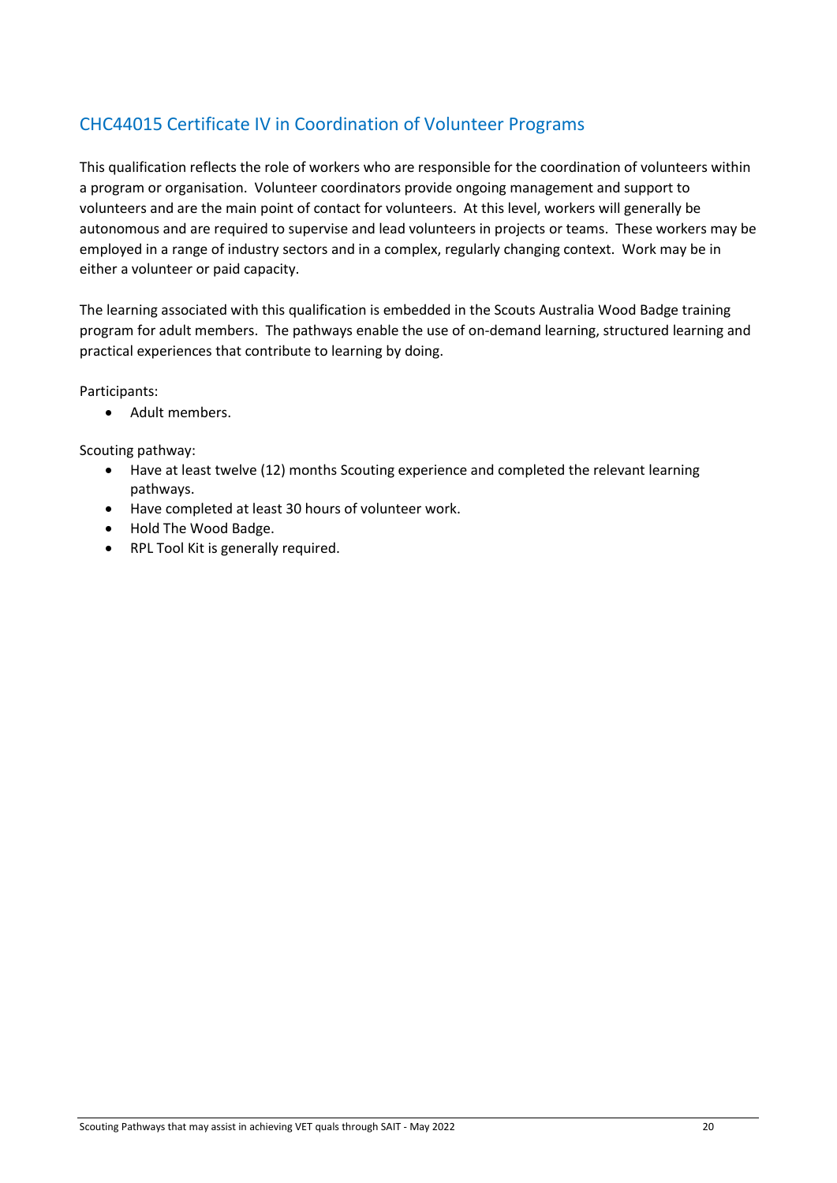## CHC44015 Certificate IV in Coordination of Volunteer Programs

This qualification reflects the role of workers who are responsible for the coordination of volunteers within a program or organisation. Volunteer coordinators provide ongoing management and support to volunteers and are the main point of contact for volunteers. At this level, workers will generally be autonomous and are required to supervise and lead volunteers in projects or teams. These workers may be employed in a range of industry sectors and in a complex, regularly changing context. Work may be in either a volunteer or paid capacity.

The learning associated with this qualification is embedded in the Scouts Australia Wood Badge training program for adult members. The pathways enable the use of on-demand learning, structured learning and practical experiences that contribute to learning by doing.

Participants:

- Adult members.

Scouting pathway:

- Have at least twelve (12) months Scouting experience and completed the relevant learning pathways.
- Have completed at least 30 hours of volunteer work.
- Hold The Wood Badge.
- RPL Tool Kit is generally required.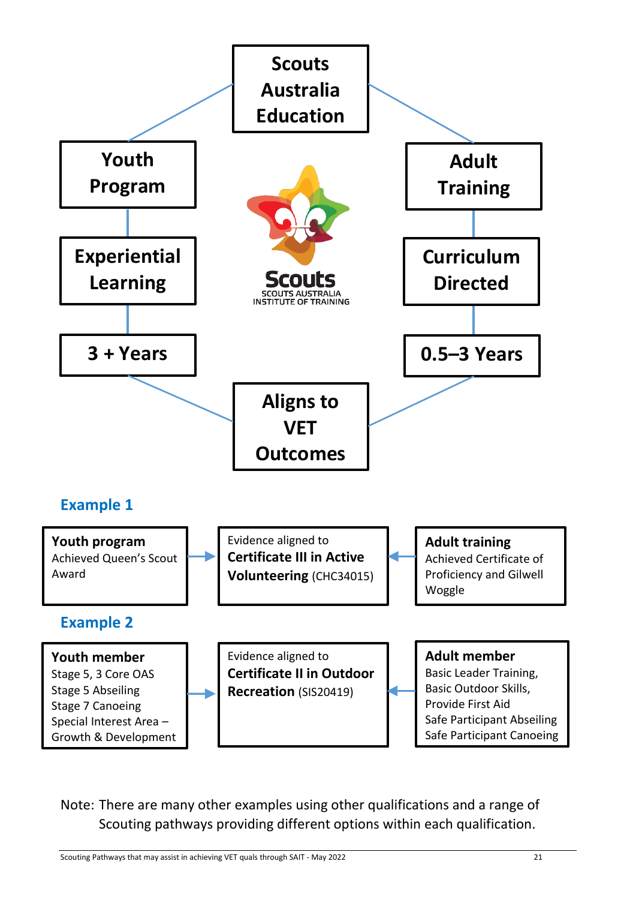Scouts Australia Education

Youth Program

Experiential Learning

3 + Years

Adult Training

Curriculum Directed

0.5–3 Years

Aligns to VET Outcomes

Scouts
SCOUTS AUSTRALIA
INSTITUTE OF TRAINING

## Example 1

**Youth program**
Achieved Queen's Scout Award

Evidence aligned to
**Certificate III in Active Volunteering** (CHC34015)

**Adult training**
Achieved Certificate of Proficiency and Gilwell Woggle

## Example 2

**Youth member**
Stage 5, 3 Core OAS
Stage 5 Abseiling
Stage 7 Canoeing
Special Interest Area – Growth & Development

Evidence aligned to
**Certificate II in Outdoor Recreation** (SIS20419)

**Adult member**
Basic Leader Training,
Basic Outdoor Skills,
Provide First Aid
Safe Participant Abseiling
Safe Participant Canoeing

Note: There are many other examples using other qualifications and a range of Scouting pathways providing different options within each qualification.